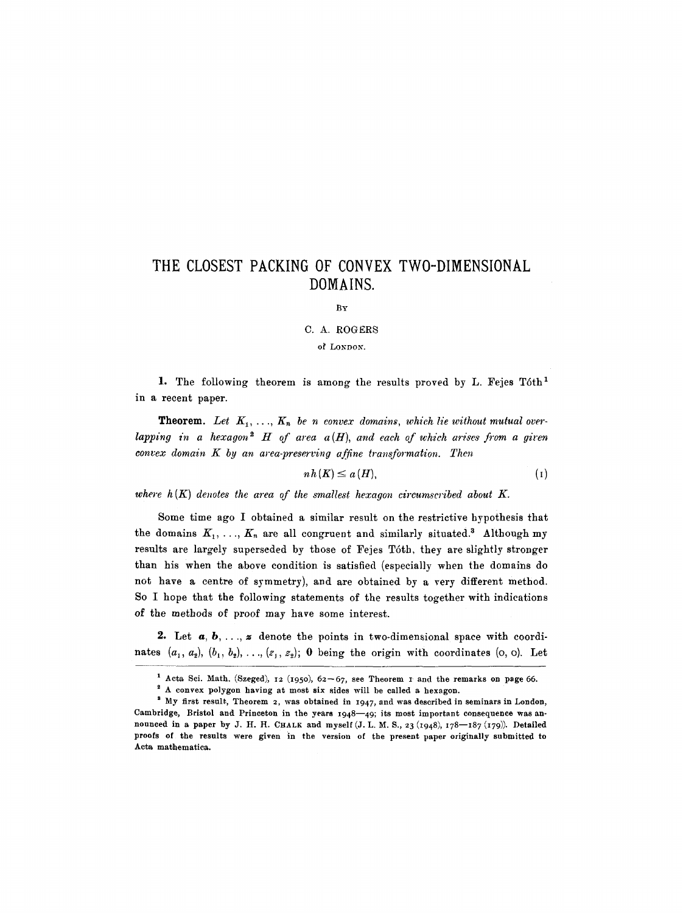# THE CLOSEST PACKING OF CONVEX TWO-DIMENSIONAL DOMAINS.

BY

C. A. ROGERS

of LONDON.

**1.** The following theorem is among the results proved by L. Fejes Tóth[1] in a recent paper.

**Theorem.** *Let $K_1, \ldots, K_n$ be $n$ convex domains, which lie without mutual overlapping in a hexagon*[2] *$H$ of area $a(H)$, and each of which arises from a given convex domain $K$ by an area-preserving affine transformation. Then*

$$n h(K) \leq a(H), \tag{1}$$

*where $h(K)$ denotes the area of the smallest hexagon circumscribed about $K$.*

Some time ago I obtained a similar result on the restrictive hypothesis that the domains $K_1, \ldots, K_n$ are all congruent and similarly situated.[3] Although my results are largely superseded by those of Fejes Tóth, they are slightly stronger than his when the above condition is satisfied (especially when the domains do not have a centre of symmetry), and are obtained by a very different method. So I hope that the following statements of the results together with indications of the methods of proof may have some interest.

**2.** Let $\boldsymbol{a}, \boldsymbol{b}, \ldots, \boldsymbol{z}$ denote the points in two-dimensional space with coordinates $(a_1, a_2), (b_1, b_2), \ldots, (z_1, z_2)$; $\boldsymbol{0}$ being the origin with coordinates $(0, 0)$. Let

---

[1] Acta Sci. Math. (Szeged), 12 (1950), 62—67, see Theorem 1 and the remarks on page 66.

[2] A convex polygon having at most six sides will be called a hexagon.

[3] My first result, Theorem 2, was obtained in 1947, and was described in seminars in London, Cambridge, Bristol and Princeton in the years 1948—49; its most important consequence was announced in a paper by J. H. H. CHALK and myself (J. L. M. S., 23 (1948), 178—187 (179)). Detailed proofs of the results were given in the version of the present paper originally submitted to Acta mathematica.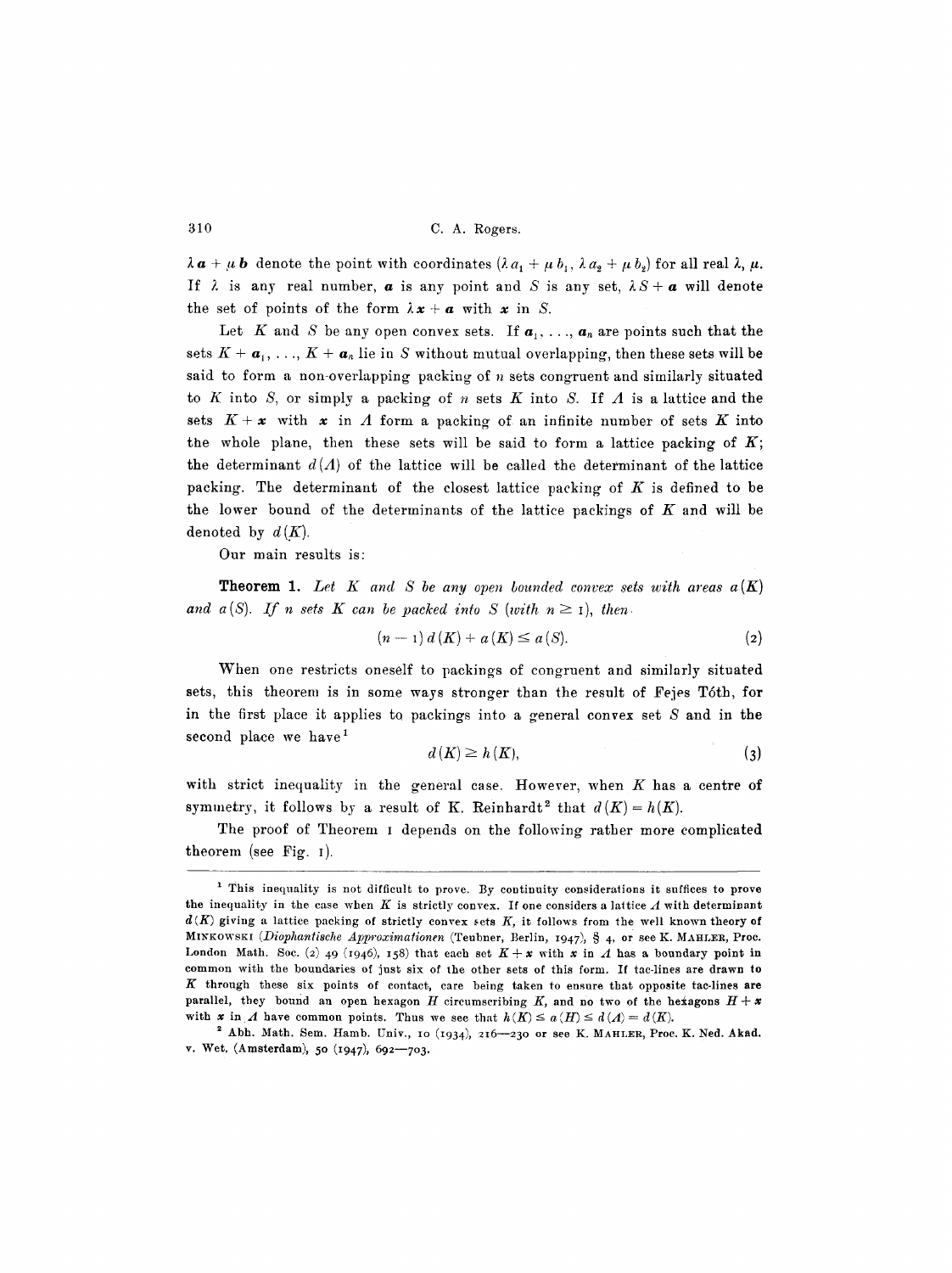$\lambda \boldsymbol{a} + \mu \boldsymbol{b}$ denote the point with coordinates $(\lambda a_1 + \mu b_1, \lambda a_2 + \mu b_2)$ for all real $\lambda$, $\mu$. If $\lambda$ is any real number, $\boldsymbol{a}$ is any point and $S$ is any set, $\lambda S + \boldsymbol{a}$ will denote the set of points of the form $\lambda \boldsymbol{x} + \boldsymbol{a}$ with $\boldsymbol{x}$ in $S$.

Let $K$ and $S$ be any open convex sets. If $\boldsymbol{a}_1, \ldots, \boldsymbol{a}_n$ are points such that the sets $K + \boldsymbol{a}_1, \ldots, K + \boldsymbol{a}_n$ lie in $S$ without mutual overlapping, then these sets will be said to form a non-overlapping packing of $n$ sets congruent and similarly situated to $K$ into $S$, or simply a packing of $n$ sets $K$ into $S$. If $\Lambda$ is a lattice and the sets $K + \boldsymbol{x}$ with $\boldsymbol{x}$ in $\Lambda$ form a packing of an infinite number of sets $K$ into the whole plane, then these sets will be said to form a lattice packing of $K$; the determinant $d(\Lambda)$ of the lattice will be called the determinant of the lattice packing. The determinant of the closest lattice packing of $K$ is defined to be the lower bound of the determinants of the lattice packings of $K$ and will be denoted by $d(K)$.

Our main results is:

**Theorem 1.** *Let $K$ and $S$ be any open bounded convex sets with areas $a(K)$ and $a(S)$. If $n$ sets $K$ can be packed into $S$ (with $n \geq 1$), then*

$$(n - 1)\, d(K) + a(K) \leq a(S). \tag{2}$$

When one restricts oneself to packings of congruent and similarly situated sets, this theorem is in some ways stronger than the result of Fejes Tóth, for in the first place it applies to packings into a general convex set $S$ and in the second place we have[1]

$$d(K) \geq h(K), \tag{3}$$

with strict inequality in the general case. However, when $K$ has a centre of symmetry, it follows by a result of K. Reinhardt[2] that $d(K) = h(K)$.

The proof of Theorem 1 depends on the following rather more complicated theorem (see Fig. 1).

---

[1] This inequality is not difficult to prove. By continuity considerations it suffices to prove the inequality in the case when $K$ is strictly convex. If one considers a lattice $\Lambda$ with determinant $d(K)$ giving a lattice packing of strictly convex sets $K$, it follows from the well known theory of MINKOWSKI (*Diophantische Approximationen* (Teubner, Berlin, 1947), § 4, or see K. MAHLER, Proc. London Math. Soc. (2) 49 (1946), 158) that each set $K + \boldsymbol{x}$ with $\boldsymbol{x}$ in $\Lambda$ has a boundary point in common with the boundaries of just six of the other sets of this form. If tac-lines are drawn to $K$ through these six points of contact, care being taken to ensure that opposite tac-lines are parallel, they bound an open hexagon $H$ circumscribing $K$, and no two of the hexagons $H + \boldsymbol{x}$ with $\boldsymbol{x}$ in $\Lambda$ have common points. Thus we see that $h(K) \leq a(H) \leq d(\Lambda) = d(K)$.

[2] Abh. Math. Sem. Hamb. Univ., 10 (1934), 216—230 or see K. MAHLER, Proc. K. Ned. Akad. v. Wet. (Amsterdam), 50 (1947), 692—703.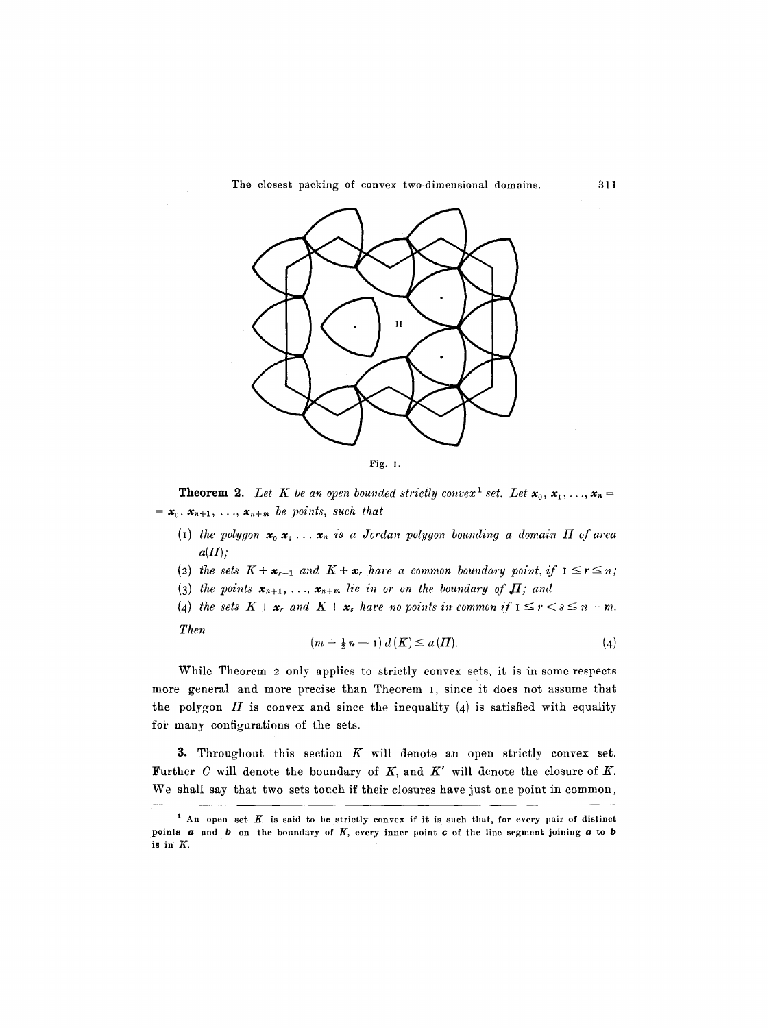Fig. 1.

**Theorem 2.** *Let $K$ be an open bounded strictly convex*[1] *set. Let $\boldsymbol{x}_0, \boldsymbol{x}_1, \ldots, \boldsymbol{x}_n = \boldsymbol{x}_0, \boldsymbol{x}_{n+1}, \ldots, \boldsymbol{x}_{n+m}$ be points, such that*

(1) *the polygon $\boldsymbol{x}_0 \boldsymbol{x}_1 \ldots \boldsymbol{x}_n$ is a Jordan polygon bounding a domain $\Pi$ of area $a(\Pi)$;*

(2) *the sets $K + \boldsymbol{x}_{r-1}$ and $K + \boldsymbol{x}_r$ have a common boundary point, if $1 \leq r \leq n$;*

(3) *the points $\boldsymbol{x}_{n+1}, \ldots, \boldsymbol{x}_{n+m}$ lie in or on the boundary of $\Pi$; and*

(4) *the sets $K + \boldsymbol{x}_r$ and $K + \boldsymbol{x}_s$ have no points in common if $1 \leq r < s \leq n + m$.*

*Then*

$$(m + \tfrac{1}{2} n - 1)\, d(K) \leq a(\Pi). \tag{4}$$

While Theorem 2 only applies to strictly convex sets, it is in some respects more general and more precise than Theorem 1, since it does not assume that the polygon $\Pi$ is convex and since the inequality (4) is satisfied with equality for many configurations of the sets.

**3.** Throughout this section $K$ will denote an open strictly convex set. Further $C$ will denote the boundary of $K$, and $K'$ will denote the closure of $K$. We shall say that two sets touch if their closures have just one point in common,

---

[1] An open set $K$ is said to be strictly convex if it is such that, for every pair of distinct points $\boldsymbol{a}$ and $\boldsymbol{b}$ on the boundary of $K$, every inner point $\boldsymbol{c}$ of the line segment joining $\boldsymbol{a}$ to $\boldsymbol{b}$ is in $K$.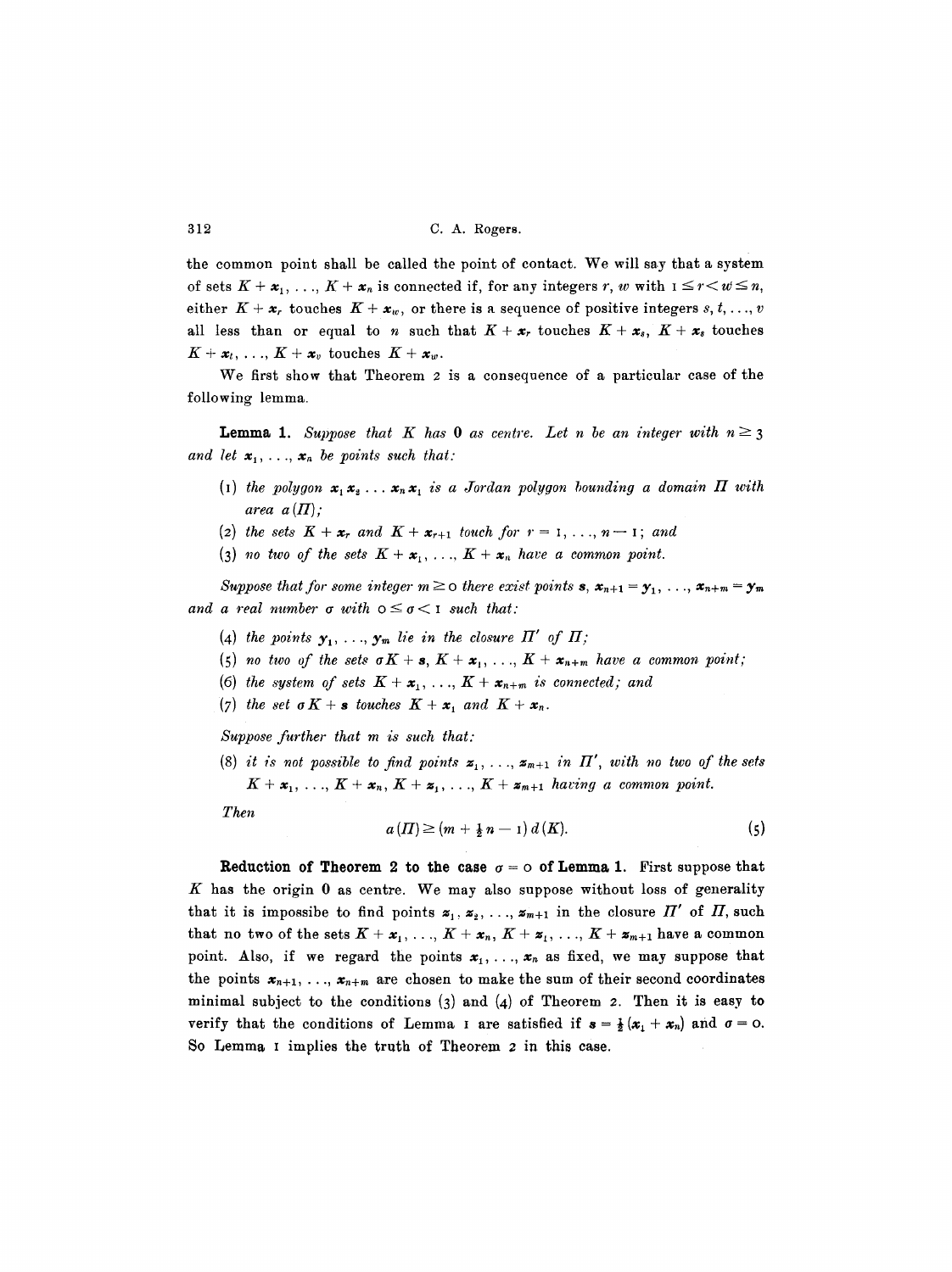the common point shall be called the point of contact. We will say that a system of sets $K + \boldsymbol{x}_1, \ldots, K + \boldsymbol{x}_n$ is connected if, for any integers $r, w$ with $1 \leq r < w \leq n$, either $K + \boldsymbol{x}_r$ touches $K + \boldsymbol{x}_w$, or there is a sequence of positive integers $s, t, \ldots, v$ all less than or equal to $n$ such that $K + \boldsymbol{x}_r$ touches $K + \boldsymbol{x}_s$, $K + \boldsymbol{x}_s$ touches $K + \boldsymbol{x}_t, \ldots, K + \boldsymbol{x}_v$ touches $K + \boldsymbol{x}_w$.

We first show that Theorem 2 is a consequence of a particular case of the following lemma.

**Lemma 1.** *Suppose that $K$ has $\boldsymbol{0}$ as centre. Let $n$ be an integer with $n \geq 3$ and let $\boldsymbol{x}_1, \ldots, \boldsymbol{x}_n$ be points such that:*

(1) *the polygon $\boldsymbol{x}_1 \boldsymbol{x}_2 \ldots \boldsymbol{x}_n \boldsymbol{x}_1$ is a Jordan polygon bounding a domain $\Pi$ with area $a(\Pi)$;*

(2) *the sets $K + \boldsymbol{x}_r$ and $K + \boldsymbol{x}_{r+1}$ touch for $r = 1, \ldots, n-1$; and*

(3) *no two of the sets $K + \boldsymbol{x}_1, \ldots, K + \boldsymbol{x}_n$ have a common point.*

*Suppose that for some integer $m \geq 0$ there exist points $\boldsymbol{s}$, $\boldsymbol{x}_{n+1} = \boldsymbol{y}_1, \ldots, \boldsymbol{x}_{n+m} = \boldsymbol{y}_m$ and a real number $\sigma$ with $0 \leq \sigma < 1$ such that:*

(4) *the points $\boldsymbol{y}_1, \ldots, \boldsymbol{y}_m$ lie in the closure $\Pi'$ of $\Pi$;*

(5) *no two of the sets $\sigma K + \boldsymbol{s}$, $K + \boldsymbol{x}_1, \ldots, K + \boldsymbol{x}_{n+m}$ have a common point;*

(6) *the system of sets $K + \boldsymbol{x}_1, \ldots, K + \boldsymbol{x}_{n+m}$ is connected; and*

(7) *the set $\sigma K + \boldsymbol{s}$ touches $K + \boldsymbol{x}_1$ and $K + \boldsymbol{x}_n$.*

*Suppose further that $m$ is such that:*

(8) *it is not possible to find points $\boldsymbol{z}_1, \ldots, \boldsymbol{z}_{m+1}$ in $\Pi'$, with no two of the sets $K + \boldsymbol{x}_1, \ldots, K + \boldsymbol{x}_n, K + \boldsymbol{z}_1, \ldots, K + \boldsymbol{z}_{m+1}$ having a common point.*

*Then*

$$a(\Pi) \geq (m + \tfrac{1}{2} n - 1)\, d(K). \tag{5}$$

**Reduction of Theorem 2 to the case $\sigma = 0$ of Lemma 1.** First suppose that $K$ has the origin $\boldsymbol{0}$ as centre. We may also suppose without loss of generality that it is impossibe to find points $\boldsymbol{z}_1, \boldsymbol{z}_2, \ldots, \boldsymbol{z}_{m+1}$ in the closure $\Pi'$ of $\Pi$, such that no two of the sets $K + \boldsymbol{x}_1, \ldots, K + \boldsymbol{x}_n, K + \boldsymbol{z}_1, \ldots, K + \boldsymbol{z}_{m+1}$ have a common point. Also, if we regard the points $\boldsymbol{x}_1, \ldots, \boldsymbol{x}_n$ as fixed, we may suppose that the points $\boldsymbol{x}_{n+1}, \ldots, \boldsymbol{x}_{n+m}$ are chosen to make the sum of their second coordinates minimal subject to the conditions (3) and (4) of Theorem 2. Then it is easy to verify that the conditions of Lemma 1 are satisfied if $\boldsymbol{s} = \frac{1}{2}(\boldsymbol{x}_1 + \boldsymbol{x}_n)$ and $\sigma = 0$. So Lemma 1 implies the truth of Theorem 2 in this case.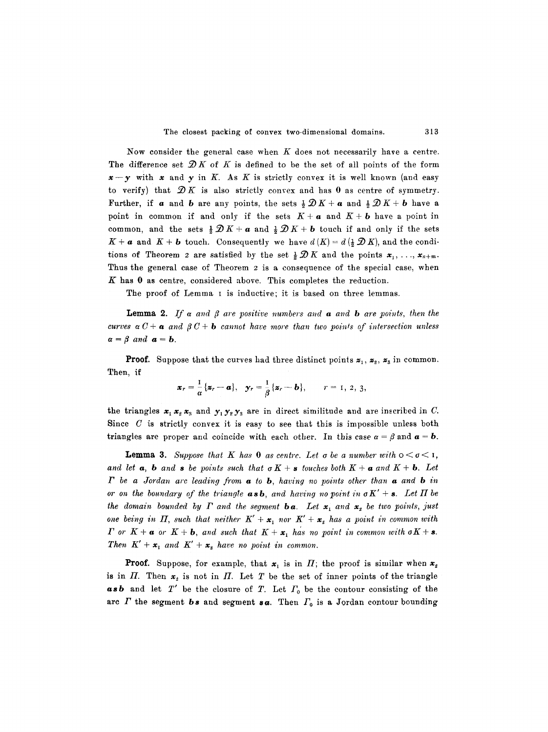Now consider the general case when $K$ does not necessarily have a centre. The difference set $\mathfrak{D} K$ of $K$ is defined to be the set of all points of the form $\boldsymbol{x} - \boldsymbol{y}$ with $\boldsymbol{x}$ and $\boldsymbol{y}$ in $K$. As $K$ is strictly convex it is well known (and easy to verify) that $\mathfrak{D} K$ is also strictly convex and has $\mathbf{0}$ as centre of symmetry. Further, if $\boldsymbol{a}$ and $\boldsymbol{b}$ are any points, the sets $\frac{1}{2}\mathfrak{D} K + \boldsymbol{a}$ and $\frac{1}{2}\mathfrak{D} K + \boldsymbol{b}$ have a point in common if and only if the sets $K + \boldsymbol{a}$ and $K + \boldsymbol{b}$ have a point in common, and the sets $\frac{1}{2}\mathfrak{D} K + \boldsymbol{a}$ and $\frac{1}{2}\mathfrak{D} K + \boldsymbol{b}$ touch if and only if the sets $K + \boldsymbol{a}$ and $K + \boldsymbol{b}$ touch. Consequently we have $d(K) = d(\frac{1}{2}\mathfrak{D} K)$, and the conditions of Theorem 2 are satisfied by the set $\frac{1}{2}\mathfrak{D} K$ and the points $\boldsymbol{x}_1, \ldots, \boldsymbol{x}_{n+m}$. Thus the general case of Theorem 2 is a consequence of the special case, when $K$ has $\mathbf{0}$ as centre, considered above. This completes the reduction.

The proof of Lemma 1 is inductive; it is based on three lemmas.

**Lemma 2.** *If $\alpha$ and $\beta$ are positive numbers and $\boldsymbol{a}$ and $\boldsymbol{b}$ are points, then the curves $\alpha C + \boldsymbol{a}$ and $\beta C + \boldsymbol{b}$ cannot have more than two points of intersection unless $\alpha = \beta$ and $\boldsymbol{a} = \boldsymbol{b}$.*

**Proof.** Suppose that the curves had three distinct points $\boldsymbol{z}_1, \boldsymbol{z}_2, \boldsymbol{z}_3$ in common. Then, if

$$\boldsymbol{x}_r = \frac{1}{\alpha}\{\boldsymbol{z}_r - \boldsymbol{a}\}, \quad \boldsymbol{y}_r = \frac{1}{\beta}\{\boldsymbol{z}_r - \boldsymbol{b}\}, \qquad r = 1, 2, 3,$$

the triangles $\boldsymbol{x}_1 \boldsymbol{x}_2 \boldsymbol{x}_3$ and $\boldsymbol{y}_1 \boldsymbol{y}_2 \boldsymbol{y}_3$ are in direct similitude and are inscribed in $C$. Since $C$ is strictly convex it is easy to see that this is impossible unless both triangles are proper and coincide with each other. In this case $\alpha = \beta$ and $\boldsymbol{a} = \boldsymbol{b}$.

**Lemma 3.** *Suppose that $K$ has $\mathbf{0}$ as centre. Let $\sigma$ be a number with $0 < \sigma < 1$, and let $\boldsymbol{a}$, $\boldsymbol{b}$ and $\boldsymbol{s}$ be points such that $\sigma K + \boldsymbol{s}$ touches both $K + \boldsymbol{a}$ and $K + \boldsymbol{b}$. Let $\Gamma$ be a Jordan arc leading from $\boldsymbol{a}$ to $\boldsymbol{b}$, having no points other than $\boldsymbol{a}$ and $\boldsymbol{b}$ in or on the boundary of the triangle $\boldsymbol{asb}$, and having no point in $\sigma K' + \boldsymbol{s}$. Let $\Pi$ be the domain bounded by $\Gamma$ and the segment $\boldsymbol{ba}$. Let $\boldsymbol{x}_1$ and $\boldsymbol{x}_2$ be two points, just one being in $\Pi$, such that neither $K' + \boldsymbol{x}_1$ nor $K' + \boldsymbol{x}_2$ has a point in common with $\Gamma$ or $K + \boldsymbol{a}$ or $K + \boldsymbol{b}$, and such that $K + \boldsymbol{x}_1$ has no point in common with $\sigma K + \boldsymbol{s}$. Then $K' + \boldsymbol{x}_1$ and $K' + \boldsymbol{x}_2$ have no point in common.*

**Proof.** Suppose, for example, that $\boldsymbol{x}_1$ is in $\Pi$; the proof is similar when $\boldsymbol{x}_2$ is in $\Pi$. Then $\boldsymbol{x}_2$ is not in $\Pi$. Let $T$ be the set of inner points of the triangle $\boldsymbol{asb}$ and let $T'$ be the closure of $T$. Let $\Gamma_0$ be the contour consisting of the arc $\Gamma$ the segment $\boldsymbol{bs}$ and segment $\boldsymbol{sa}$. Then $\Gamma_0$ is a Jordan contour bounding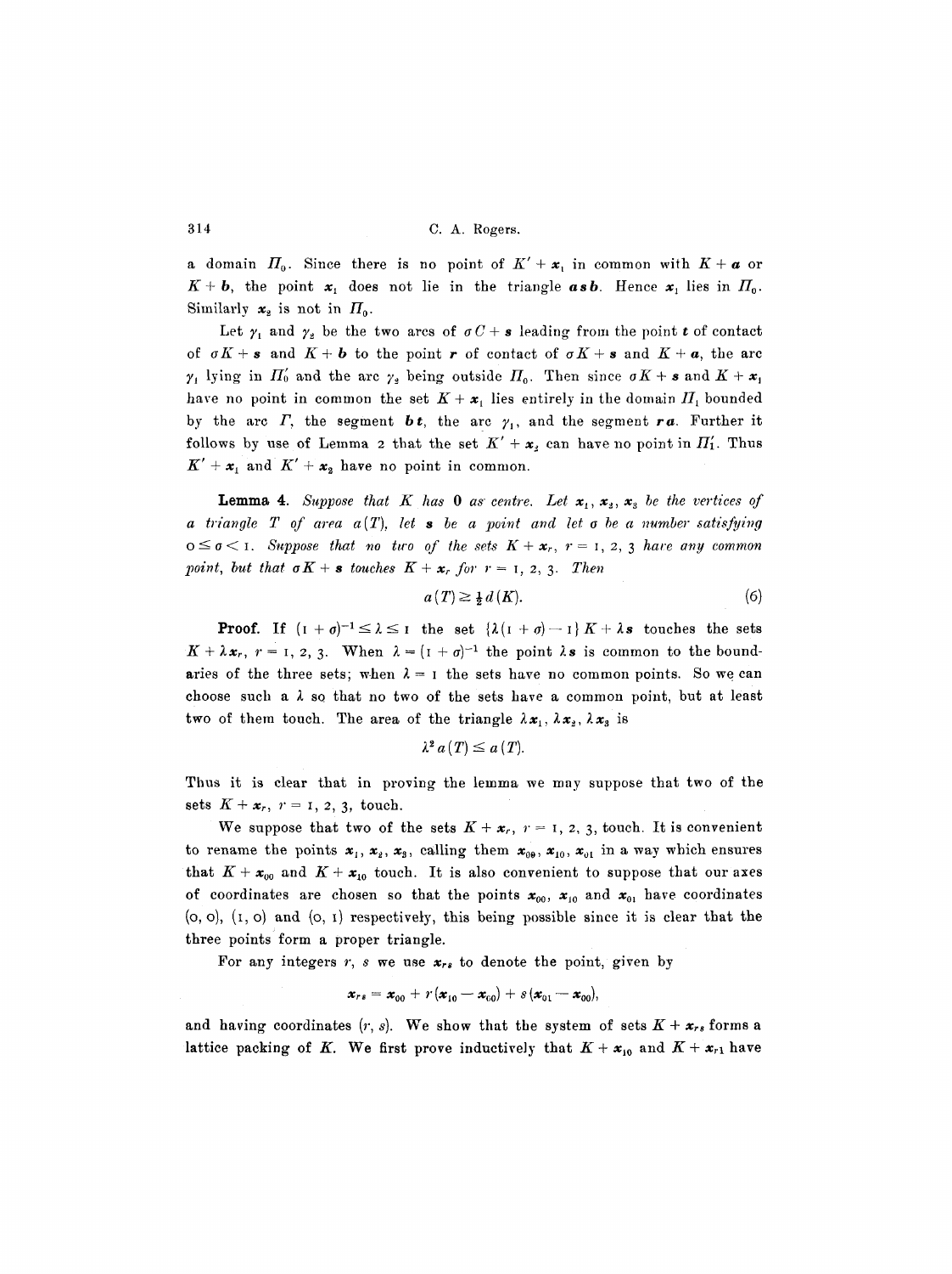a domain $\Pi_0$. Since there is no point of $K' + \boldsymbol{x}_1$ in common with $K + \boldsymbol{a}$ or $K + \boldsymbol{b}$, the point $\boldsymbol{x}_1$ does not lie in the triangle $\boldsymbol{asb}$. Hence $\boldsymbol{x}_1$ lies in $\Pi_0$. Similarly $\boldsymbol{x}_2$ is not in $\Pi_0$.

Let $\gamma_1$ and $\gamma_2$ be the two arcs of $\sigma C + \boldsymbol{s}$ leading from the point $\boldsymbol{t}$ of contact of $\sigma K + \boldsymbol{s}$ and $K + \boldsymbol{b}$ to the point $\boldsymbol{r}$ of contact of $\sigma K + \boldsymbol{s}$ and $K + \boldsymbol{a}$, the arc $\gamma_1$ lying in $\Pi_0'$ and the arc $\gamma_2$ being outside $\Pi_0$. Then since $\sigma K + \boldsymbol{s}$ and $K + \boldsymbol{x}_1$ have no point in common the set $K + \boldsymbol{x}_1$ lies entirely in the domain $\Pi_1$ bounded by the arc $\Gamma$, the segment $\boldsymbol{bt}$, the arc $\gamma_1$, and the segment $\boldsymbol{ra}$. Further it follows by use of Lemma 2 that the set $K' + \boldsymbol{x}_2$ can have no point in $\Pi_1'$. Thus $K' + \boldsymbol{x}_1$ and $K' + \boldsymbol{x}_2$ have no point in common.

**Lemma 4.** *Suppose that $K$ has $\boldsymbol{0}$ as centre. Let $\boldsymbol{x}_1, \boldsymbol{x}_2, \boldsymbol{x}_3$ be the vertices of a triangle $T$ of area $a(T)$, let $\boldsymbol{s}$ be a point and let $\sigma$ be a number satisfying $0 \leq \sigma < 1$. Suppose that no two of the sets $K + \boldsymbol{x}_r$, $r = 1, 2, 3$ have any common point, but that $\sigma K + \boldsymbol{s}$ touches $K + \boldsymbol{x}_r$ for $r = 1, 2, 3$. Then*

$$a(T) \geq \tfrac{1}{2} d(K). \tag{6}$$

**Proof.** If $(1 + \sigma)^{-1} \leq \lambda \leq 1$ the set $\{\lambda(1 + \sigma) - 1\} K + \lambda \boldsymbol{s}$ touches the sets $K + \lambda \boldsymbol{x}_r$, $r = 1, 2, 3$. When $\lambda = (1 + \sigma)^{-1}$ the point $\lambda \boldsymbol{s}$ is common to the boundaries of the three sets; when $\lambda = 1$ the sets have no common points. So we can choose such a $\lambda$ so that no two of the sets have a common point, but at least two of them touch. The area of the triangle $\lambda \boldsymbol{x}_1, \lambda \boldsymbol{x}_2, \lambda \boldsymbol{x}_3$ is

$$\lambda^2 a(T) \leq a(T).$$

Thus it is clear that in proving the lemma we may suppose that two of the sets $K + \boldsymbol{x}_r$, $r = 1, 2, 3$, touch.

We suppose that two of the sets $K + \boldsymbol{x}_r$, $r = 1, 2, 3$, touch. It is convenient to rename the points $\boldsymbol{x}_1, \boldsymbol{x}_2, \boldsymbol{x}_3$, calling them $\boldsymbol{x}_{00}, \boldsymbol{x}_{10}, \boldsymbol{x}_{01}$ in a way which ensures that $K + \boldsymbol{x}_{00}$ and $K + \boldsymbol{x}_{10}$ touch. It is also convenient to suppose that our axes of coordinates are chosen so that the points $\boldsymbol{x}_{00}$, $\boldsymbol{x}_{10}$ and $\boldsymbol{x}_{01}$ have coordinates $(0, 0)$, $(1, 0)$ and $(0, 1)$ respectively, this being possible since it is clear that the three points form a proper triangle.

For any integers $r$, $s$ we use $\boldsymbol{x}_{rs}$ to denote the point, given by

$$\boldsymbol{x}_{rs} = \boldsymbol{x}_{00} + r(\boldsymbol{x}_{10} - \boldsymbol{x}_{00}) + s(\boldsymbol{x}_{01} - \boldsymbol{x}_{00}),$$

and having coordinates $(r, s)$. We show that the system of sets $K + \boldsymbol{x}_{rs}$ forms a lattice packing of $K$. We first prove inductively that $K + \boldsymbol{x}_{10}$ and $K + \boldsymbol{x}_{r1}$ have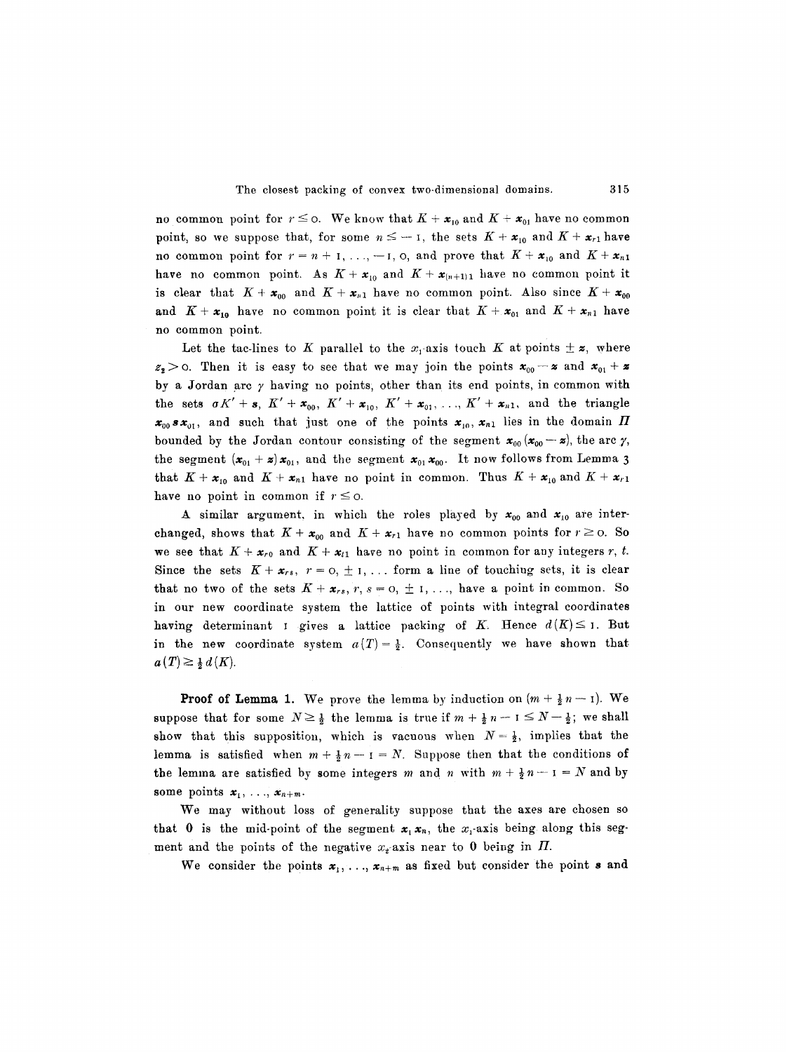no common point for $r \leq 0$. We know that $K + \boldsymbol{x}_{10}$ and $K + \boldsymbol{x}_{01}$ have no common point, so we suppose that, for some $n \leq -1$, the sets $K + \boldsymbol{x}_{10}$ and $K + \boldsymbol{x}_{r1}$ have no common point for $r = n + 1, \ldots, -1, 0$, and prove that $K + \boldsymbol{x}_{10}$ and $K + \boldsymbol{x}_{n1}$ have no common point. As $K + \boldsymbol{x}_{10}$ and $K + \boldsymbol{x}_{(n+1)1}$ have no common point it is clear that $K + \boldsymbol{x}_{00}$ and $K + \boldsymbol{x}_{n1}$ have no common point. Also since $K + \boldsymbol{x}_{00}$ and $K + \boldsymbol{x}_{10}$ have no common point it is clear that $K + \boldsymbol{x}_{01}$ and $K + \boldsymbol{x}_{n1}$ have no common point.

Let the tac-lines to $K$ parallel to the $x_1$-axis touch $K$ at points $\pm \boldsymbol{z}$, where $z_2 > 0$. Then it is easy to see that we may join the points $\boldsymbol{x}_{00} - \boldsymbol{z}$ and $\boldsymbol{x}_{01} + \boldsymbol{z}$ by a Jordan arc $\gamma$ having no points, other than its end points, in common with the sets $\sigma K' + \boldsymbol{s}$, $K' + \boldsymbol{x}_{00}$, $K' + \boldsymbol{x}_{10}$, $K' + \boldsymbol{x}_{01}, \ldots, K' + \boldsymbol{x}_{n1}$, and the triangle $\boldsymbol{x}_{00}\boldsymbol{s}\boldsymbol{x}_{01}$, and such that just one of the points $\boldsymbol{x}_{10}$, $\boldsymbol{x}_{n1}$ lies in the domain $\Pi$ bounded by the Jordan contour consisting of the segment $\boldsymbol{x}_{00}(\boldsymbol{x}_{00} - \boldsymbol{z})$, the arc $\gamma$, the segment $(\boldsymbol{x}_{01} + \boldsymbol{z})\boldsymbol{x}_{01}$, and the segment $\boldsymbol{x}_{01}\boldsymbol{x}_{00}$. It now follows from Lemma 3 that $K + \boldsymbol{x}_{10}$ and $K + \boldsymbol{x}_{n1}$ have no point in common. Thus $K + \boldsymbol{x}_{10}$ and $K + \boldsymbol{x}_{r1}$ have no point in common if $r \leq 0$.

A similar argument, in which the roles played by $\boldsymbol{x}_{00}$ and $\boldsymbol{x}_{10}$ are interchanged, shows that $K + \boldsymbol{x}_{00}$ and $K + \boldsymbol{x}_{r1}$ have no common points for $r \geq 0$. So we see that $K + \boldsymbol{x}_{r0}$ and $K + \boldsymbol{x}_{t1}$ have no point in common for any integers $r$, $t$. Since the sets $K + \boldsymbol{x}_{rs}$, $r = 0, \pm 1, \ldots$ form a line of touching sets, it is clear that no two of the sets $K + \boldsymbol{x}_{rs}$, $r, s = 0, \pm 1, \ldots$, have a point in common. So in our new coordinate system the lattice of points with integral coordinates having determinant 1 gives a lattice packing of $K$. Hence $d(K) \leq 1$. But in the new coordinate system $a(T) = \frac{1}{2}$. Consequently we have shown that $a(T) \geq \frac{1}{2} d(K)$.

**Proof of Lemma 1.** We prove the lemma by induction on $(m + \frac{1}{2}n - 1)$. We suppose that for some $N \geq \frac{1}{2}$ the lemma is true if $m + \frac{1}{2}n - 1 \leq N - \frac{1}{2}$; we shall show that this supposition, which is vacuous when $N = \frac{1}{2}$, implies that the lemma is satisfied when $m + \frac{1}{2}n - 1 = N$. Suppose then that the conditions of the lemma are satisfied by some integers $m$ and $n$ with $m + \frac{1}{2}n - 1 = N$ and by some points $\boldsymbol{x}_1, \ldots, \boldsymbol{x}_{n+m}$.

We may without loss of generality suppose that the axes are chosen so that $\boldsymbol{0}$ is the mid-point of the segment $\boldsymbol{x}_1\boldsymbol{x}_n$, the $x_1$-axis being along this segment and the points of the negative $x_2$-axis near to $\boldsymbol{0}$ being in $\Pi$.

We consider the points $\boldsymbol{x}_1, \ldots, \boldsymbol{x}_{n+m}$ as fixed but consider the point $\boldsymbol{s}$ and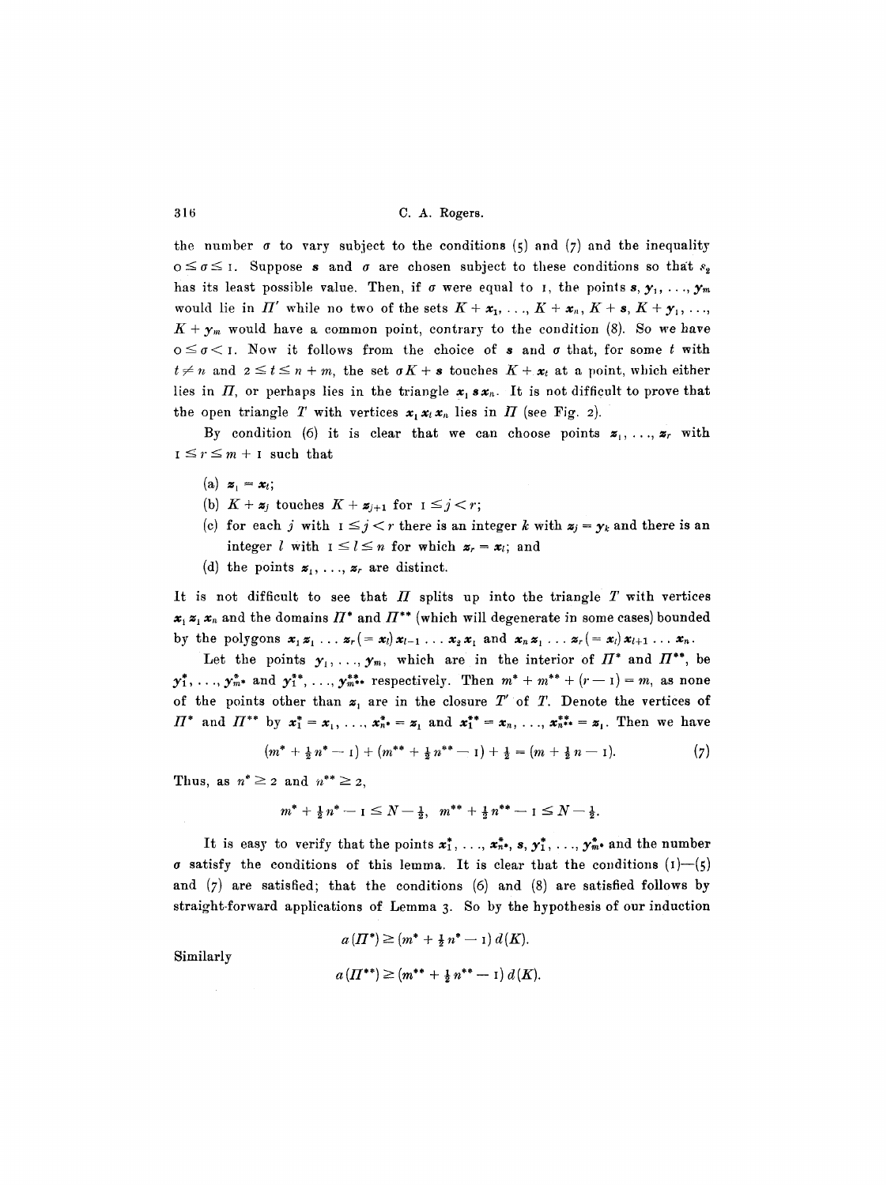the number $\sigma$ to vary subject to the conditions (5) and (7) and the inequality $0 \leq \sigma \leq 1$. Suppose $\boldsymbol{s}$ and $\sigma$ are chosen subject to these conditions so that $s_2$ has its least possible value. Then, if $\sigma$ were equal to 1, the points $\boldsymbol{s}, \boldsymbol{y}_1, \ldots, \boldsymbol{y}_m$ would lie in $\Pi'$ while no two of the sets $K + \boldsymbol{x}_1, \ldots, K + \boldsymbol{x}_n, K + \boldsymbol{s}, K + \boldsymbol{y}_1, \ldots, K + \boldsymbol{y}_m$ would have a common point, contrary to the condition (8). So we have $0 \leq \sigma < 1$. Now it follows from the choice of $\boldsymbol{s}$ and $\sigma$ that, for some $t$ with $t \neq n$ and $2 \leq t \leq n + m$, the set $\sigma K + \boldsymbol{s}$ touches $K + \boldsymbol{x}_t$ at a point, which either lies in $\Pi$, or perhaps lies in the triangle $\boldsymbol{x}_1 \boldsymbol{s} \boldsymbol{x}_n$. It is not difficult to prove that the open triangle $T$ with vertices $\boldsymbol{x}_1 \boldsymbol{x}_t \boldsymbol{x}_n$ lies in $\Pi$ (see Fig. 2).

By condition (6) it is clear that we can choose points $\boldsymbol{z}_1, \ldots, \boldsymbol{z}_r$ with $1 \leq r \leq m + 1$ such that

(a) $\boldsymbol{z}_1 = \boldsymbol{x}_t$;

(b) $K + \boldsymbol{z}_j$ touches $K + \boldsymbol{z}_{j+1}$ for $1 \leq j < r$;

(c) for each $j$ with $1 \leq j < r$ there is an integer $k$ with $\boldsymbol{z}_j = \boldsymbol{y}_k$ and there is an integer $l$ with $1 \leq l \leq n$ for which $\boldsymbol{z}_r = \boldsymbol{x}_l$; and

(d) the points $\boldsymbol{z}_1, \ldots, \boldsymbol{z}_r$ are distinct.

It is not difficult to see that $\Pi$ splits up into the triangle $T$ with vertices $\boldsymbol{x}_1 \boldsymbol{z}_1 \boldsymbol{x}_n$ and the domains $\Pi^*$ and $\Pi^{**}$ (which will degenerate in some cases) bounded by the polygons $\boldsymbol{x}_1 \boldsymbol{z}_1 \ldots \boldsymbol{z}_r (= \boldsymbol{x}_l) \boldsymbol{x}_{l-1} \ldots \boldsymbol{x}_2 \boldsymbol{x}_1$ and $\boldsymbol{x}_n \boldsymbol{z}_1 \ldots \boldsymbol{z}_r (= \boldsymbol{x}_l) \boldsymbol{x}_{l+1} \ldots \boldsymbol{x}_n$.

Let the points $\boldsymbol{y}_1, \ldots, \boldsymbol{y}_m$, which are in the interior of $\Pi^*$ and $\Pi^{**}$, be $\boldsymbol{y}_1^*, \ldots, \boldsymbol{y}_{m^*}^*$ and $\boldsymbol{y}_1^{**}, \ldots, \boldsymbol{y}_{m^{**}}^{**}$ respectively. Then $m^* + m^{**} + (r - 1) = m$, as none of the points other than $\boldsymbol{z}_1$ are in the closure $T'$ of $T$. Denote the vertices of $\Pi^*$ and $\Pi^{**}$ by $\boldsymbol{x}_1^* = \boldsymbol{x}_1, \ldots, \boldsymbol{x}_{n^*}^* = \boldsymbol{z}_1$ and $\boldsymbol{x}_1^{**} = \boldsymbol{x}_n, \ldots, \boldsymbol{x}_{n^{**}}^{**} = \boldsymbol{z}_1$. Then we have

$$(m^* + \tfrac{1}{2} n^* - 1) + (m^{**} + \tfrac{1}{2} n^{**} - 1) + \tfrac{1}{2} = (m + \tfrac{1}{2} n - 1). \tag{7}$$

Thus, as $n^* \geq 2$ and $n^{**} \geq 2$,

$$m^* + \tfrac{1}{2} n^* - 1 \leq N - \tfrac{1}{2}, \quad m^{**} + \tfrac{1}{2} n^{**} - 1 \leq N - \tfrac{1}{2}.$$

It is easy to verify that the points $\boldsymbol{x}_1^*, \ldots, \boldsymbol{x}_{n^*}^*, \boldsymbol{s}, \boldsymbol{y}_1^*, \ldots, \boldsymbol{y}_{m^*}^*$ and the number $\sigma$ satisfy the conditions of this lemma. It is clear that the conditions (1)—(5) and (7) are satisfied; that the conditions (6) and (8) are satisfied follows by straight-forward applications of Lemma 3. So by the hypothesis of our induction

$$a(\Pi^*) \geq (m^* + \tfrac{1}{2} n^* - 1)\, d(K).$$

Similarly

$$a(\Pi^{**}) \geq (m^{**} + \tfrac{1}{2} n^{**} - 1)\, d(K).$$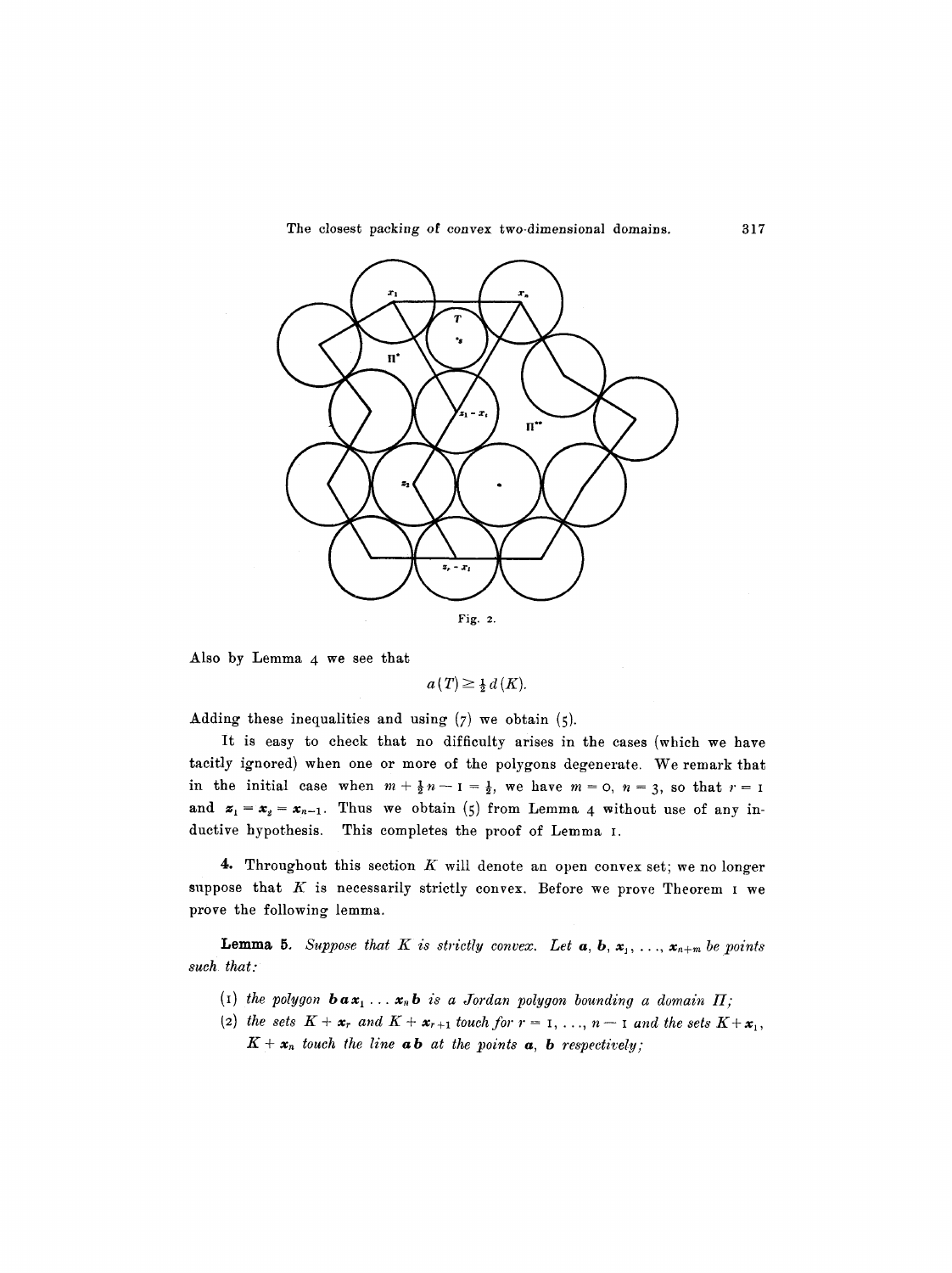Fig. 2.

Also by Lemma 4 we see that

$$a(T) \geq \tfrac{1}{2} d(K).$$

Adding these inequalities and using (7) we obtain (5).

It is easy to check that no difficulty arises in the cases (which we have tacitly ignored) when one or more of the polygons degenerate. We remark that in the initial case when $m + \frac{1}{2}n - 1 = \frac{1}{2}$, we have $m = 0$, $n = 3$, so that $r = 1$ and $\boldsymbol{z}_1 = \boldsymbol{x}_2 = \boldsymbol{x}_{n-1}$. Thus we obtain (5) from Lemma 4 without use of any inductive hypothesis. This completes the proof of Lemma 1.

**4.** Throughout this section $K$ will denote an open convex set; we no longer suppose that $K$ is necessarily strictly convex. Before we prove Theorem 1 we prove the following lemma.

**Lemma 5.** *Suppose that $K$ is strictly convex. Let $\boldsymbol{a}, \boldsymbol{b}, \boldsymbol{x}_1, \ldots, \boldsymbol{x}_{n+m}$ be points such that:*

(1) *the polygon $\boldsymbol{b}\boldsymbol{a}\boldsymbol{x}_1 \ldots \boldsymbol{x}_n\boldsymbol{b}$ is a Jordan polygon bounding a domain $\Pi$;*

(2) *the sets $K + \boldsymbol{x}_r$ and $K + \boldsymbol{x}_{r+1}$ touch for $r = 1, \ldots, n-1$ and the sets $K + \boldsymbol{x}_1$, $K + \boldsymbol{x}_n$ touch the line $\boldsymbol{a}\boldsymbol{b}$ at the points $\boldsymbol{a}$, $\boldsymbol{b}$ respectively;*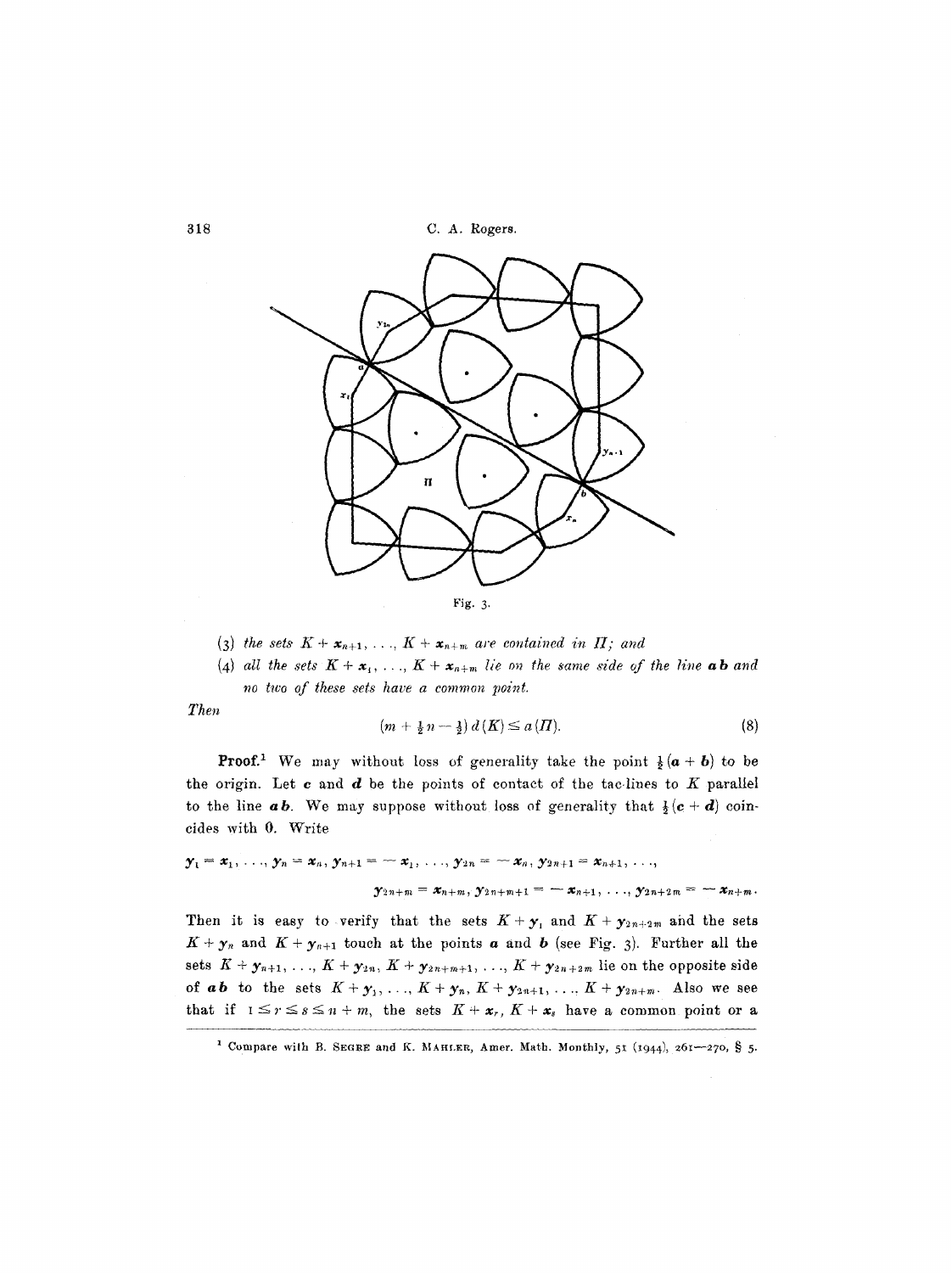Fig. 3.

(3) *the sets* $K + \boldsymbol{x}_{n+1}, \ldots, K + \boldsymbol{x}_{n+m}$ *are contained in* $\Pi$*; and*

(4) *all the sets* $K + \boldsymbol{x}_1, \ldots, K + \boldsymbol{x}_{n+m}$ *lie on the same side of the line* $\boldsymbol{a}\boldsymbol{b}$ *and no two of these sets have a common point.*

*Then*

$$(m + \tfrac{1}{2} n - \tfrac{1}{2})\, d(K) \leq a(\Pi). \tag{8}$$

**Proof.**[1] We may without loss of generality take the point $\frac{1}{2}(\boldsymbol{a} + \boldsymbol{b})$ to be the origin. Let $\boldsymbol{c}$ and $\boldsymbol{d}$ be the points of contact of the tac-lines to $K$ parallel to the line $\boldsymbol{a}\boldsymbol{b}$. We may suppose without loss of generality that $\frac{1}{2}(\boldsymbol{c} + \boldsymbol{d})$ coincides with $\boldsymbol{0}$. Write

$$\boldsymbol{y}_1 = \boldsymbol{x}_1, \ldots, \boldsymbol{y}_n = \boldsymbol{x}_n, \boldsymbol{y}_{n+1} = -\boldsymbol{x}_1, \ldots, \boldsymbol{y}_{2n} = -\boldsymbol{x}_n, \boldsymbol{y}_{2n+1} = \boldsymbol{x}_{n+1}, \ldots,$$
$$\boldsymbol{y}_{2n+m} = \boldsymbol{x}_{n+m}, \boldsymbol{y}_{2n+m+1} = -\boldsymbol{x}_{n+1}, \ldots, \boldsymbol{y}_{2n+2m} = -\boldsymbol{x}_{n+m}.$$

Then it is easy to verify that the sets $K + \boldsymbol{y}_1$ and $K + \boldsymbol{y}_{2n+2m}$ and the sets $K + \boldsymbol{y}_n$ and $K + \boldsymbol{y}_{n+1}$ touch at the points $\boldsymbol{a}$ and $\boldsymbol{b}$ (see Fig. 3). Further all the sets $K + \boldsymbol{y}_{n+1}, \ldots, K + \boldsymbol{y}_{2n}, K + \boldsymbol{y}_{2n+m+1}, \ldots, K + \boldsymbol{y}_{2n+2m}$ lie on the opposite side of $\boldsymbol{a}\boldsymbol{b}$ to the sets $K + \boldsymbol{y}_1, \ldots, K + \boldsymbol{y}_n, K + \boldsymbol{y}_{2n+1}, \ldots, K + \boldsymbol{y}_{2n+m}$. Also we see that if $1 \leq r \leq s \leq n + m$, the sets $K + \boldsymbol{x}_r, K + \boldsymbol{x}_s$ have a common point or a

[1] Compare with B. Segre and K. Mahler, Amer. Math. Monthly, 51 (1944), 261—270, § 5.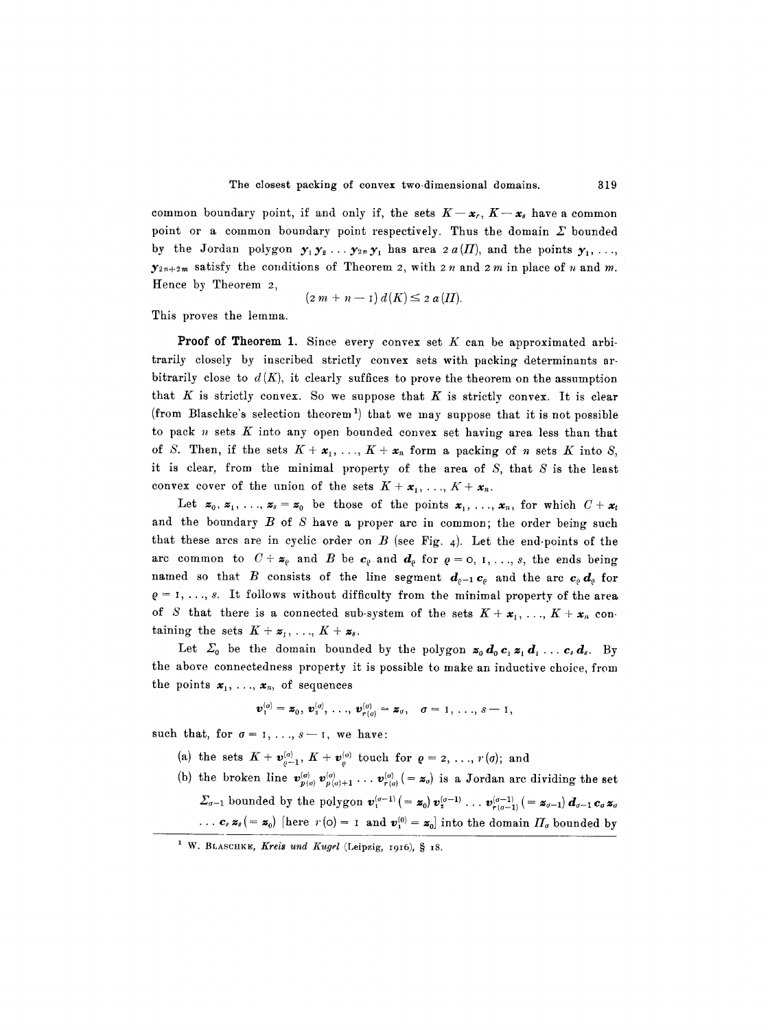common boundary point, if and only if, the sets $K - \boldsymbol{x}_r$, $K - \boldsymbol{x}_s$ have a common point or a common boundary point respectively. Thus the domain $\Sigma$ bounded by the Jordan polygon $\boldsymbol{y}_1 \boldsymbol{y}_2 \ldots \boldsymbol{y}_{2n} \boldsymbol{y}_1$ has area $2\,a(\Pi)$, and the points $\boldsymbol{y}_1, \ldots, \boldsymbol{y}_{2n+2m}$ satisfy the conditions of Theorem 2, with $2n$ and $2m$ in place of $n$ and $m$. Hence by Theorem 2,

$$(2m + n - 1)\, d(K) \leq 2\, a(\Pi).$$

This proves the lemma.

**Proof of Theorem 1.** Since every convex set $K$ can be approximated arbitrarily closely by inscribed strictly convex sets with packing determinants arbitrarily close to $d(K)$, it clearly suffices to prove the theorem on the assumption that $K$ is strictly convex. So we suppose that $K$ is strictly convex. It is clear (from Blaschke's selection theorem[1]) that we may suppose that it is not possible to pack $n$ sets $K$ into any open bounded convex set having area less than that of $S$. Then, if the sets $K + \boldsymbol{x}_1, \ldots, K + \boldsymbol{x}_n$ form a packing of $n$ sets $K$ into $S$, it is clear, from the minimal property of the area of $S$, that $S$ is the least convex cover of the union of the sets $K + \boldsymbol{x}_1, \ldots, K + \boldsymbol{x}_n$.

Let $\boldsymbol{z}_0, \boldsymbol{z}_1, \ldots, \boldsymbol{z}_s = \boldsymbol{z}_0$ be those of the points $\boldsymbol{x}_1, \ldots, \boldsymbol{x}_n$, for which $C + \boldsymbol{x}_t$ and the boundary $B$ of $S$ have a proper arc in common; the order being such that these arcs are in cyclic order on $B$ (see Fig. 4). Let the end-points of the arc common to $C + \boldsymbol{z}_\varrho$ and $B$ be $\boldsymbol{c}_\varrho$ and $\boldsymbol{d}_\varrho$ for $\varrho = 0, 1, \ldots, s$, the ends being named so that $B$ consists of the line segment $\boldsymbol{d}_{\varrho-1} \boldsymbol{c}_\varrho$ and the arc $\boldsymbol{c}_\varrho \boldsymbol{d}_\varrho$ for $\varrho = 1, \ldots, s$. It follows without difficulty from the minimal property of the area of $S$ that there is a connected sub-system of the sets $K + \boldsymbol{x}_1, \ldots, K + \boldsymbol{x}_n$ containing the sets $K + \boldsymbol{z}_1, \ldots, K + \boldsymbol{z}_s$.

Let $\Sigma_0$ be the domain bounded by the polygon $\boldsymbol{z}_0 \boldsymbol{d}_0 \boldsymbol{c}_1 \boldsymbol{z}_1 \boldsymbol{d}_1 \ldots \boldsymbol{c}_s \boldsymbol{d}_s$. By the above connectedness property it is possible to make an inductive choice, from the points $\boldsymbol{x}_1, \ldots, \boldsymbol{x}_n$, of sequences

$$\boldsymbol{v}_1^{(\sigma)} = \boldsymbol{z}_0, \boldsymbol{v}_2^{(\sigma)}, \ldots, \boldsymbol{v}_{r(\sigma)}^{(\sigma)} = \boldsymbol{z}_\sigma, \quad \sigma = 1, \ldots, s-1,$$

such that, for $\sigma = 1, \ldots, s-1$, we have:

(a) the sets $K + \boldsymbol{v}_{\varrho-1}^{(\sigma)}$, $K + \boldsymbol{v}_\varrho^{(\sigma)}$ touch for $\varrho = 2, \ldots, r(\sigma)$; and

(b) the broken line $\boldsymbol{v}_{p(\sigma)}^{(\sigma)} \boldsymbol{v}_{p(\sigma)+1}^{(\sigma)} \ldots \boldsymbol{v}_{r(\sigma)}^{(\sigma)} (= \boldsymbol{z}_\sigma)$ is a Jordan arc dividing the set $\Sigma_{\sigma-1}$ bounded by the polygon $\boldsymbol{v}_1^{(\sigma-1)} (= \boldsymbol{z}_0)\, \boldsymbol{v}_2^{(\sigma-1)} \ldots \boldsymbol{v}_{r(\sigma-1)}^{(\sigma-1)} (= \boldsymbol{z}_{\sigma-1})\, \boldsymbol{d}_{\sigma-1} \boldsymbol{c}_\sigma \boldsymbol{z}_\sigma \ldots \boldsymbol{c}_s \boldsymbol{z}_s (= \boldsymbol{z}_0)$ [here $r(0) = 1$ and $\boldsymbol{v}_1^{(0)} = \boldsymbol{z}_0$] into the domain $\Pi_\sigma$ bounded by

[1] W. Blaschke, *Kreis und Kugel* (Leipzig, 1916), § 18.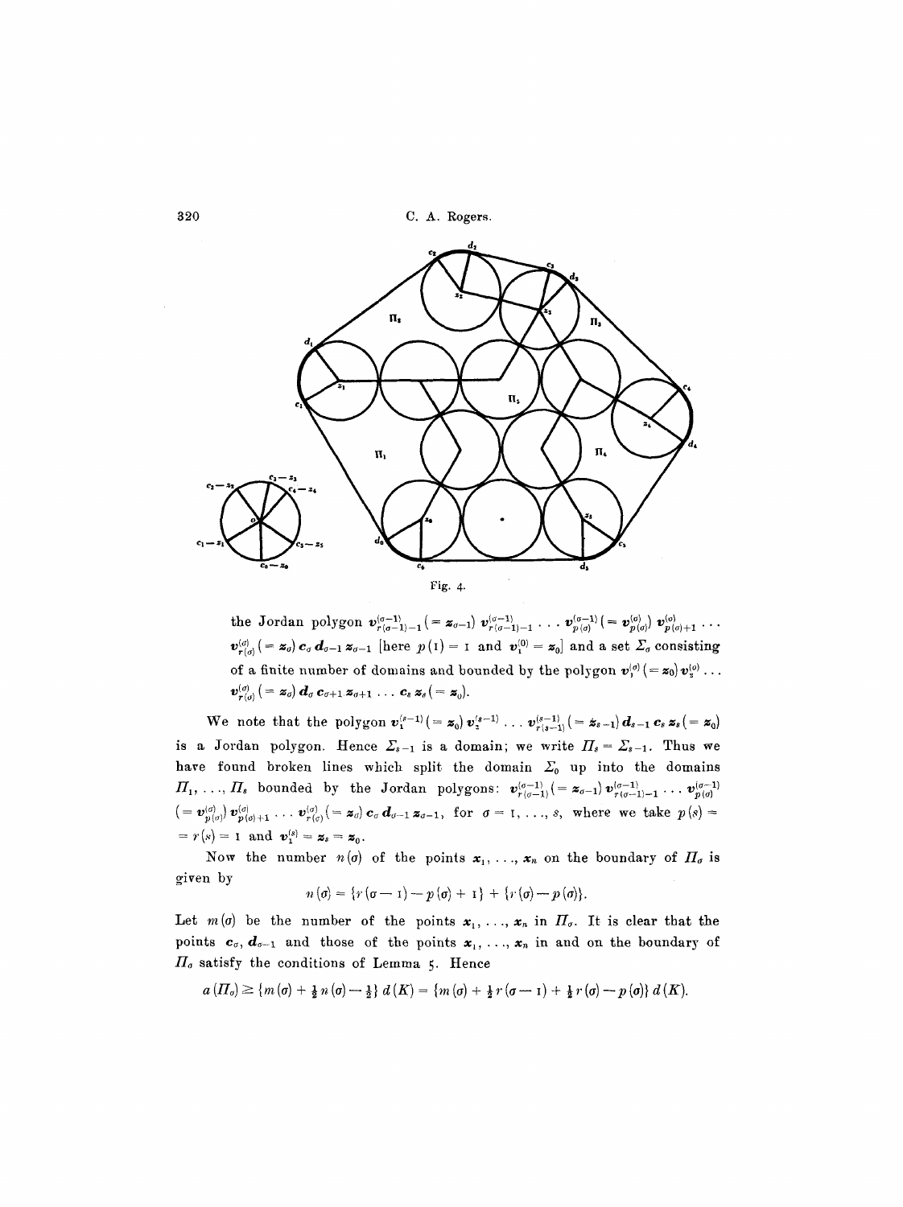Fig. 4.

the Jordan polygon $v^{(\sigma-1)}_{r(\sigma-1)-1} (= z_{\sigma-1})\, v^{(\sigma-1)}_{r(\sigma-1)-1} \ldots v^{(\sigma-1)}_{p(\sigma)} (= v^{(\sigma)}_{p(\sigma)})\, v^{(\sigma)}_{p(\sigma)+1} \ldots v^{(\sigma)}_{r(\sigma)} (= z_\sigma)\, c_\sigma\, d_{\sigma-1}\, z_{\sigma-1}$ [here $p(1) = 1$ and $v^{(0)}_1 = z_0$] and a set $\Sigma_\sigma$ consisting of a finite number of domains and bounded by the polygon $v^{(\sigma)}_1 (= z_0)\, v^{(\sigma)}_2 \ldots v^{(\sigma)}_{r(\sigma)} (= z_\sigma)\, d_\sigma\, c_{\sigma+1}\, z_{\sigma+1} \ldots c_s\, z_s (= z_0)$.

We note that the polygon $v^{(s-1)}_1 (= z_0)\, v^{(s-1)}_2 \ldots v^{(s-1)}_{r(s-1)} (= z_{s-1})\, d_{s-1}\, c_s\, z_s (= z_0)$ is a Jordan polygon. Hence $\Sigma_{s-1}$ is a domain; we write $\Pi_s = \Sigma_{s-1}$. Thus we have found broken lines which split the domain $\Sigma_0$ up into the domains $\Pi_1, \ldots, \Pi_s$ bounded by the Jordan polygons: $v^{(\sigma-1)}_{r(\sigma-1)} (= z_{\sigma-1})\, v^{(\sigma-1)}_{r(\sigma-1)-1} \ldots v^{(\sigma-1)}_{p(\sigma)} (= v^{(\sigma)}_{p(\sigma)})\, v^{(\sigma)}_{p(\sigma)+1} \ldots v^{(\sigma)}_{r(\sigma)} (= z_\sigma)\, c_\sigma\, d_{\sigma-1}\, z_{\sigma-1}$, for $\sigma = 1, \ldots, s$, where we take $p(s) = r(s) = 1$ and $v^{(s)}_1 = z_s = z_0$.

Now the number $n(\sigma)$ of the points $x_1, \ldots, x_n$ on the boundary of $\Pi_\sigma$ is given by

$$n(\sigma) = \{r(\sigma-1) - p(\sigma) + 1\} + \{r(\sigma) - p(\sigma)\}.$$

Let $m(\sigma)$ be the number of the points $x_1, \ldots, x_n$ in $\Pi_\sigma$. It is clear that the points $c_\sigma$, $d_{\sigma-1}$ and those of the points $x_1, \ldots, x_n$ in and on the boundary of $\Pi_\sigma$ satisfy the conditions of Lemma 5. Hence

$$a(\Pi_\sigma) \geq \{m(\sigma) + \tfrac{1}{2} n(\sigma) - \tfrac{1}{2}\}\, d(K) = \{m(\sigma) + \tfrac{1}{2} r(\sigma-1) + \tfrac{1}{2} r(\sigma) - p(\sigma)\}\, d(K).$$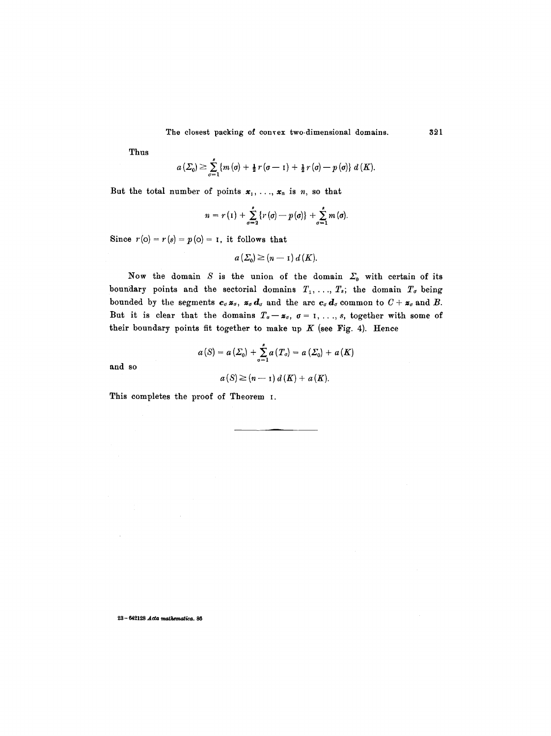Thus

$$a(\Sigma_0) \geq \sum_{\sigma=1}^{s} \{m(\sigma) + \tfrac{1}{2} r(\sigma - 1) + \tfrac{1}{2} r(\sigma) - p(\sigma)\} \, d(K).$$

But the total number of points $\boldsymbol{x}_1, \ldots, \boldsymbol{x}_n$ is $n$, so that

$$n = r(1) + \sum_{\sigma=2}^{s} \{r(\sigma) - p(\sigma)\} + \sum_{\sigma=1}^{s} m(\sigma).$$

Since $r(0) = r(s) = p(0) = 1$, it follows that

$$a(\Sigma_0) \geq (n - 1) \, d(K).$$

Now the domain $S$ is the union of the domain $\Sigma_0$ with certain of its boundary points and the sectorial domains $T_1, \ldots, T_s$; the domain $T_\sigma$ being bounded by the segments $\boldsymbol{c}_\sigma \boldsymbol{z}_\sigma$, $\boldsymbol{z}_\sigma \boldsymbol{d}_\sigma$ and the arc $\boldsymbol{c}_\sigma \boldsymbol{d}_\sigma$ common to $C + \boldsymbol{z}_\sigma$ and $B$. But it is clear that the domains $T_\sigma - \boldsymbol{z}_\sigma$, $\sigma = 1, \ldots, s$, together with some of their boundary points fit together to make up $K$ (see Fig. 4). Hence

$$a(S) = a(\Sigma_0) + \sum_{\sigma=1}^{s} a(T_\sigma) = a(\Sigma_0) + a(K)$$

and so

$$a(S) \geq (n - 1) \, d(K) + a(K).$$

This completes the proof of Theorem 1.